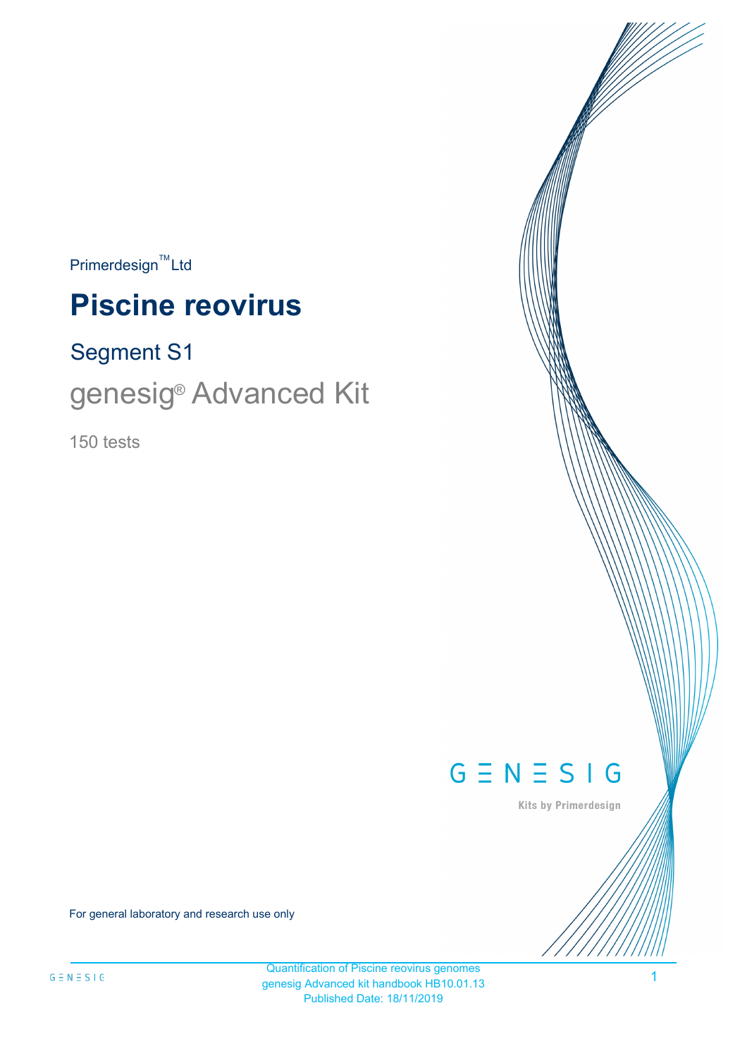Primerdesign™ Ltd

# Piscine reovirus

## Segment S1

## genesig® Advanced Kit

150 tests

GENESIG

Kits by Primerdesign

For general laboratory and research use only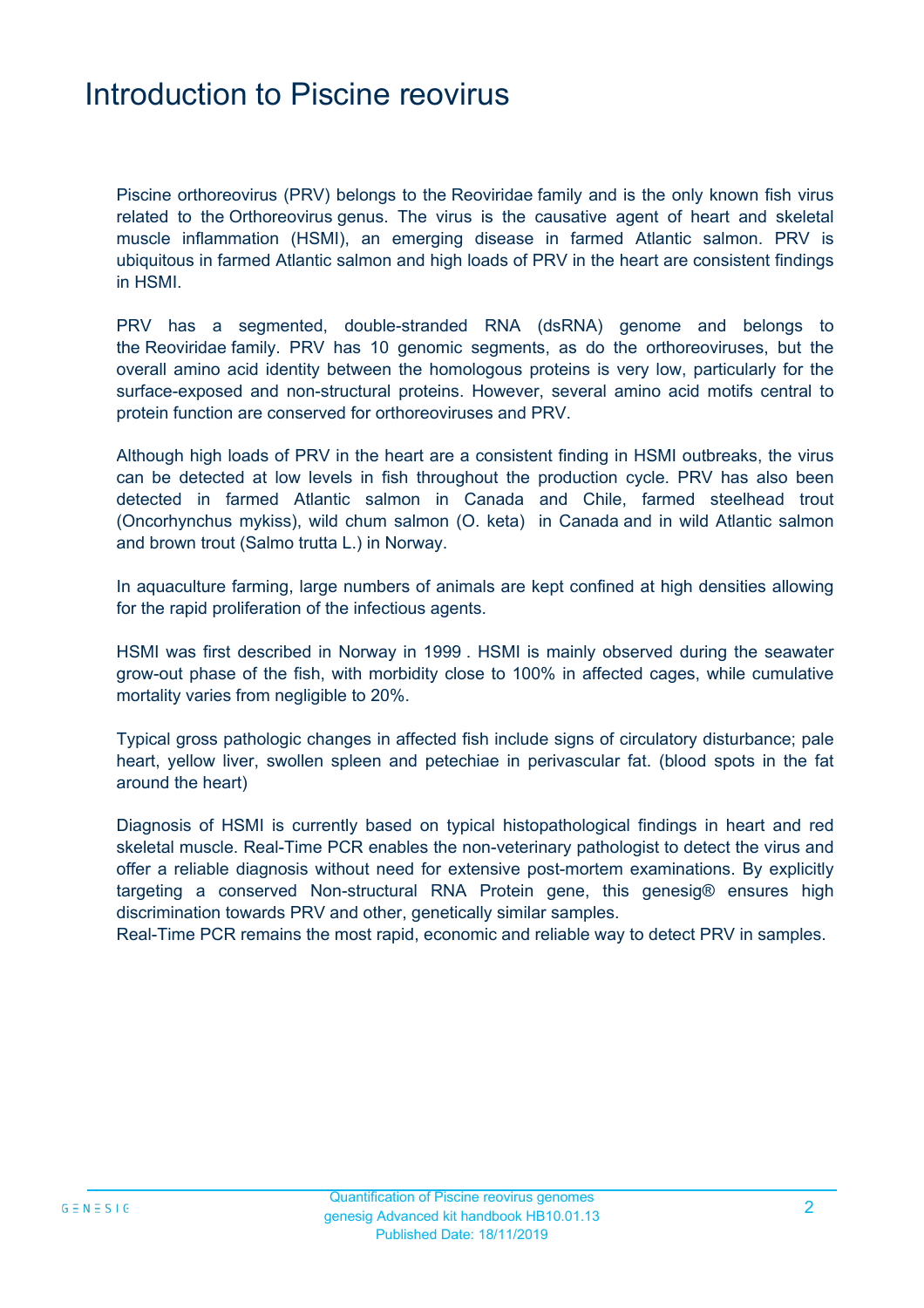# Introduction to Piscine reovirus

Piscine orthoreovirus (PRV) belongs to the Reoviridae family and is the only known fish virus related to the Orthoreovirus genus. The virus is the causative agent of heart and skeletal muscle inflammation (HSMI), an emerging disease in farmed Atlantic salmon. PRV is ubiquitous in farmed Atlantic salmon and high loads of PRV in the heart are consistent findings in HSMI.

PRV has a segmented, double-stranded RNA (dsRNA) genome and belongs to the Reoviridae family. PRV has 10 genomic segments, as do the orthoreoviruses, but the overall amino acid identity between the homologous proteins is very low, particularly for the surface-exposed and non-structural proteins. However, several amino acid motifs central to protein function are conserved for orthoreoviruses and PRV.

Although high loads of PRV in the heart are a consistent finding in HSMI outbreaks, the virus can be detected at low levels in fish throughout the production cycle. PRV has also been detected in farmed Atlantic salmon in Canada and Chile, farmed steelhead trout (Oncorhynchus mykiss), wild chum salmon (O. keta) in Canada and in wild Atlantic salmon and brown trout (Salmo trutta L.) in Norway.

In aquaculture farming, large numbers of animals are kept confined at high densities allowing for the rapid proliferation of the infectious agents.

HSMI was first described in Norway in 1999 . HSMI is mainly observed during the seawater grow-out phase of the fish, with morbidity close to 100% in affected cages, while cumulative mortality varies from negligible to 20%.

Typical gross pathologic changes in affected fish include signs of circulatory disturbance; pale heart, yellow liver, swollen spleen and petechiae in perivascular fat. (blood spots in the fat around the heart)

Diagnosis of HSMI is currently based on typical histopathological findings in heart and red skeletal muscle. Real-Time PCR enables the non-veterinary pathologist to detect the virus and offer a reliable diagnosis without need for extensive post-mortem examinations. By explicitly targeting a conserved Non-structural RNA Protein gene, this genesig® ensures high discrimination towards PRV and other, genetically similar samples.
Real-Time PCR remains the most rapid, economic and reliable way to detect PRV in samples.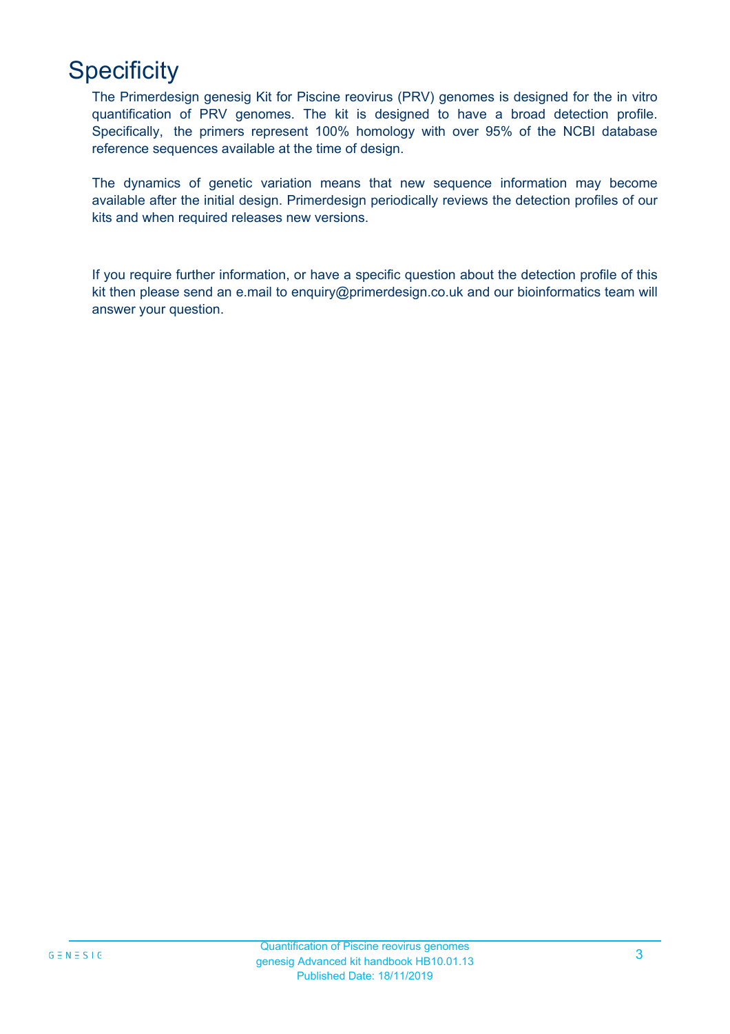# Specificity

The Primerdesign genesig Kit for Piscine reovirus (PRV) genomes is designed for the in vitro quantification of PRV genomes. The kit is designed to have a broad detection profile. Specifically, the primers represent 100% homology with over 95% of the NCBI database reference sequences available at the time of design.

The dynamics of genetic variation means that new sequence information may become available after the initial design. Primerdesign periodically reviews the detection profiles of our kits and when required releases new versions.

If you require further information, or have a specific question about the detection profile of this kit then please send an e.mail to enquiry@primerdesign.co.uk and our bioinformatics team will answer your question.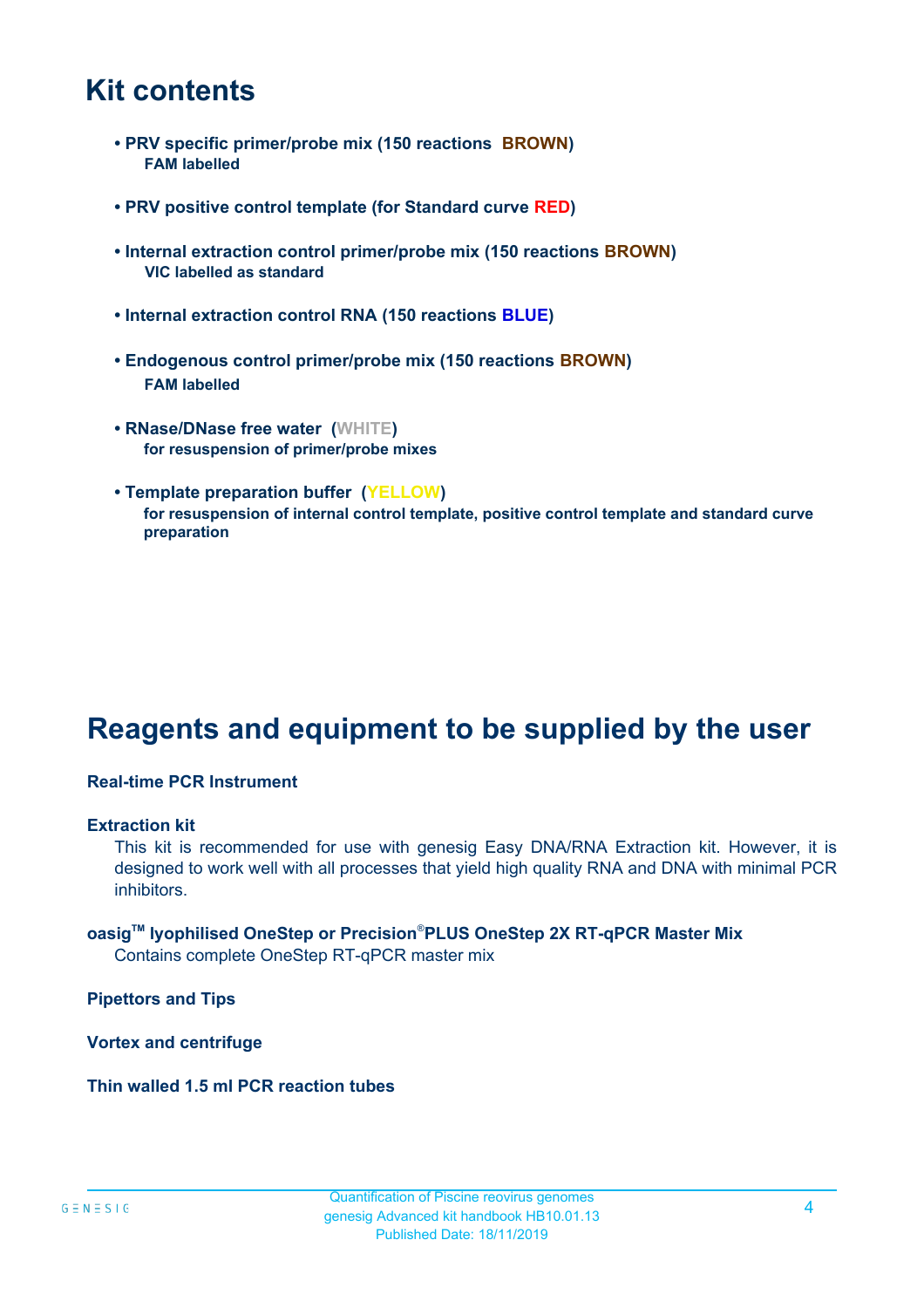# Kit contents

- **PRV specific primer/probe mix (150 reactions BROWN)**
  **FAM labelled**

- **PRV positive control template (for Standard curve RED)**

- **Internal extraction control primer/probe mix (150 reactions BROWN)**
  **VIC labelled as standard**

- **Internal extraction control RNA (150 reactions BLUE)**

- **Endogenous control primer/probe mix (150 reactions BROWN)**
  **FAM labelled**

- **RNase/DNase free water (WHITE)**
  **for resuspension of primer/probe mixes**

- **Template preparation buffer (YELLOW)**
  **for resuspension of internal control template, positive control template and standard curve preparation**

# Reagents and equipment to be supplied by the user

**Real-time PCR Instrument**

**Extraction kit**

This kit is recommended for use with genesig Easy DNA/RNA Extraction kit. However, it is designed to work well with all processes that yield high quality RNA and DNA with minimal PCR inhibitors.

**oasig™ lyophilised OneStep or Precision®PLUS OneStep 2X RT-qPCR Master Mix**

Contains complete OneStep RT-qPCR master mix

**Pipettors and Tips**

**Vortex and centrifuge**

**Thin walled 1.5 ml PCR reaction tubes**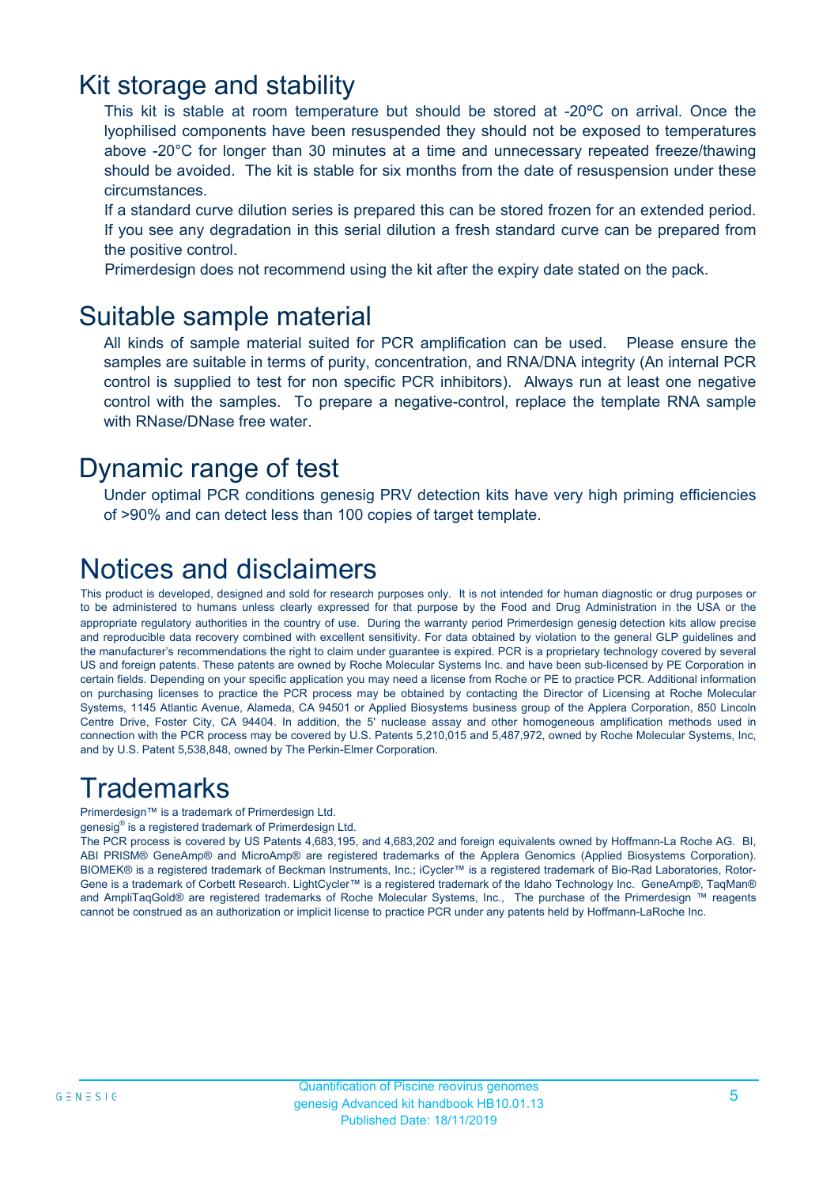# Kit storage and stability

This kit is stable at room temperature but should be stored at -20ºC on arrival. Once the lyophilised components have been resuspended they should not be exposed to temperatures above -20°C for longer than 30 minutes at a time and unnecessary repeated freeze/thawing should be avoided. The kit is stable for six months from the date of resuspension under these circumstances.

If a standard curve dilution series is prepared this can be stored frozen for an extended period. If you see any degradation in this serial dilution a fresh standard curve can be prepared from the positive control.

Primerdesign does not recommend using the kit after the expiry date stated on the pack.

# Suitable sample material

All kinds of sample material suited for PCR amplification can be used. Please ensure the samples are suitable in terms of purity, concentration, and RNA/DNA integrity (An internal PCR control is supplied to test for non specific PCR inhibitors). Always run at least one negative control with the samples. To prepare a negative-control, replace the template RNA sample with RNase/DNase free water.

# Dynamic range of test

Under optimal PCR conditions genesig PRV detection kits have very high priming efficiencies of >90% and can detect less than 100 copies of target template.

# Notices and disclaimers

This product is developed, designed and sold for research purposes only. It is not intended for human diagnostic or drug purposes or to be administered to humans unless clearly expressed for that purpose by the Food and Drug Administration in the USA or the appropriate regulatory authorities in the country of use. During the warranty period Primerdesign genesig detection kits allow precise and reproducible data recovery combined with excellent sensitivity. For data obtained by violation to the general GLP guidelines and the manufacturer's recommendations the right to claim under guarantee is expired. PCR is a proprietary technology covered by several US and foreign patents. These patents are owned by Roche Molecular Systems Inc. and have been sub-licensed by PE Corporation in certain fields. Depending on your specific application you may need a license from Roche or PE to practice PCR. Additional information on purchasing licenses to practice the PCR process may be obtained by contacting the Director of Licensing at Roche Molecular Systems, 1145 Atlantic Avenue, Alameda, CA 94501 or Applied Biosystems business group of the Applera Corporation, 850 Lincoln Centre Drive, Foster City, CA 94404. In addition, the 5' nuclease assay and other homogeneous amplification methods used in connection with the PCR process may be covered by U.S. Patents 5,210,015 and 5,487,972, owned by Roche Molecular Systems, Inc, and by U.S. Patent 5,538,848, owned by The Perkin-Elmer Corporation.

# Trademarks

Primerdesign™ is a trademark of Primerdesign Ltd.

genesig® is a registered trademark of Primerdesign Ltd.

The PCR process is covered by US Patents 4,683,195, and 4,683,202 and foreign equivalents owned by Hoffmann-La Roche AG. BI, ABI PRISM® GeneAmp® and MicroAmp® are registered trademarks of the Applera Genomics (Applied Biosystems Corporation). BIOMEK® is a registered trademark of Beckman Instruments, Inc.; iCycler™ is a registered trademark of Bio-Rad Laboratories, Rotor-Gene is a trademark of Corbett Research. LightCycler™ is a registered trademark of the Idaho Technology Inc. GeneAmp®, TaqMan® and AmpliTaqGold® are registered trademarks of Roche Molecular Systems, Inc., The purchase of the Primerdesign ™ reagents cannot be construed as an authorization or implicit license to practice PCR under any patents held by Hoffmann-LaRoche Inc.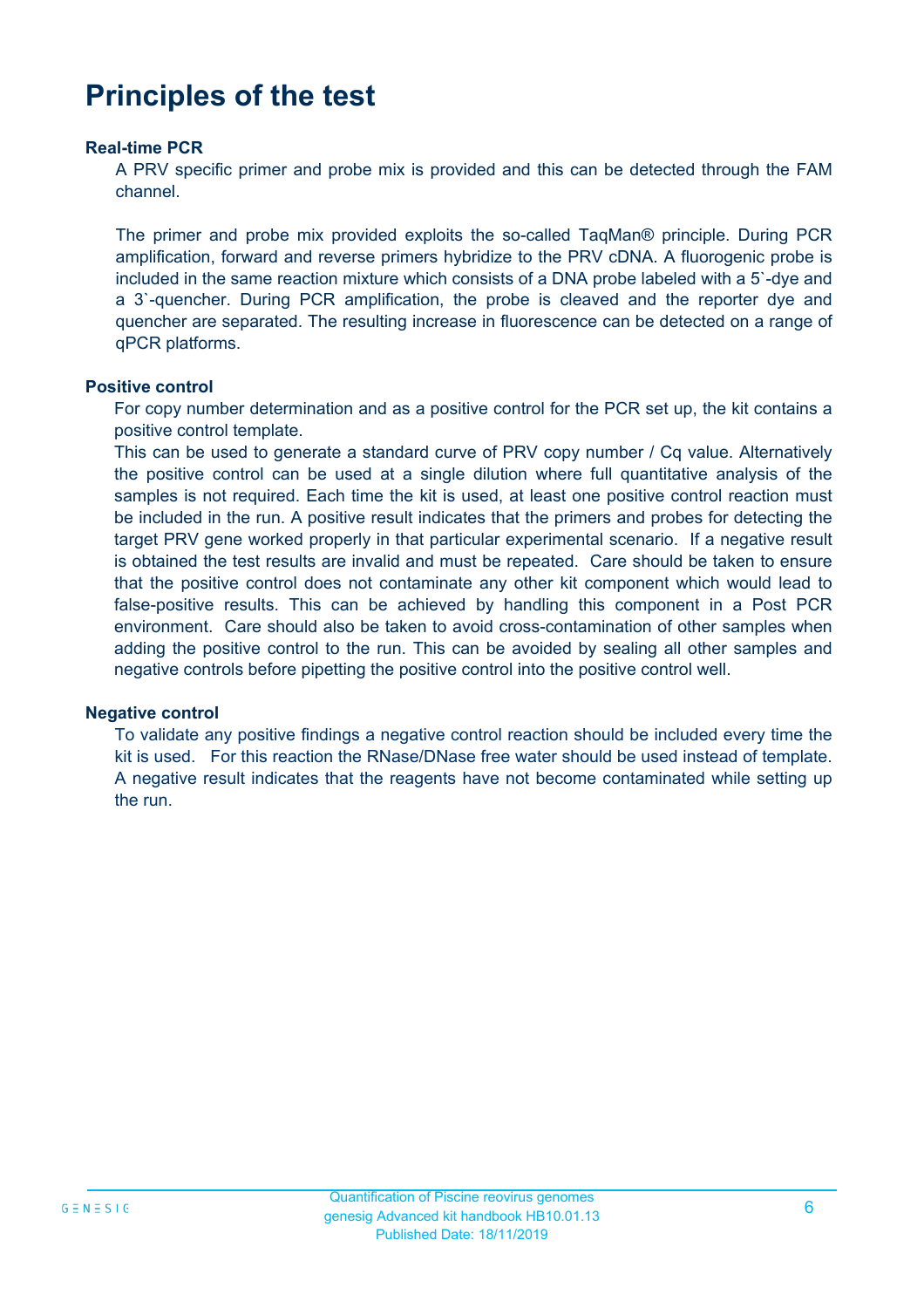# Principles of the test

### Real-time PCR

A PRV specific primer and probe mix is provided and this can be detected through the FAM channel.

The primer and probe mix provided exploits the so-called TaqMan® principle. During PCR amplification, forward and reverse primers hybridize to the PRV cDNA. A fluorogenic probe is included in the same reaction mixture which consists of a DNA probe labeled with a 5`-dye and a 3`-quencher. During PCR amplification, the probe is cleaved and the reporter dye and quencher are separated. The resulting increase in fluorescence can be detected on a range of qPCR platforms.

### Positive control

For copy number determination and as a positive control for the PCR set up, the kit contains a positive control template.

This can be used to generate a standard curve of PRV copy number / Cq value. Alternatively the positive control can be used at a single dilution where full quantitative analysis of the samples is not required. Each time the kit is used, at least one positive control reaction must be included in the run. A positive result indicates that the primers and probes for detecting the target PRV gene worked properly in that particular experimental scenario. If a negative result is obtained the test results are invalid and must be repeated. Care should be taken to ensure that the positive control does not contaminate any other kit component which would lead to false-positive results. This can be achieved by handling this component in a Post PCR environment. Care should also be taken to avoid cross-contamination of other samples when adding the positive control to the run. This can be avoided by sealing all other samples and negative controls before pipetting the positive control into the positive control well.

### Negative control

To validate any positive findings a negative control reaction should be included every time the kit is used. For this reaction the RNase/DNase free water should be used instead of template. A negative result indicates that the reagents have not become contaminated while setting up the run.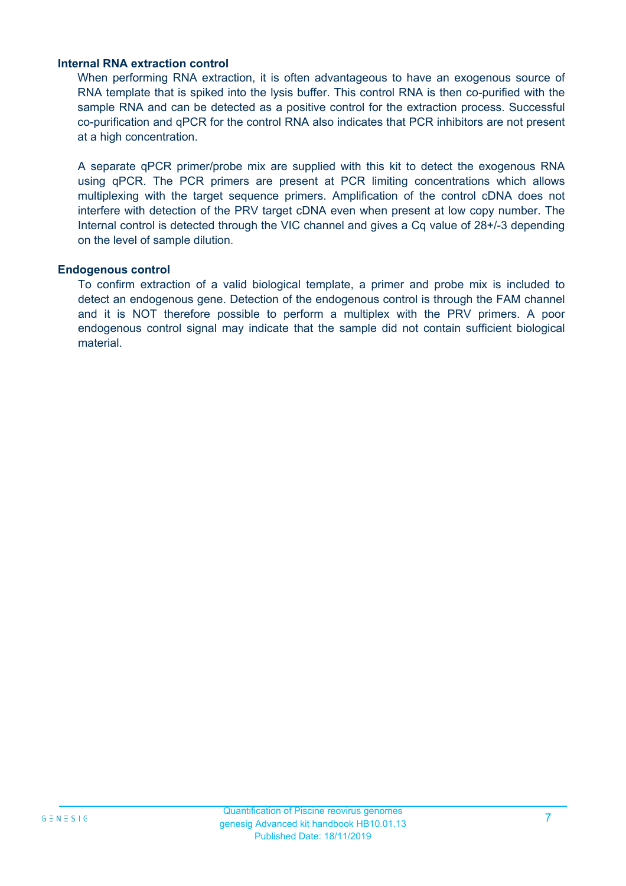### Internal RNA extraction control

When performing RNA extraction, it is often advantageous to have an exogenous source of RNA template that is spiked into the lysis buffer. This control RNA is then co-purified with the sample RNA and can be detected as a positive control for the extraction process. Successful co-purification and qPCR for the control RNA also indicates that PCR inhibitors are not present at a high concentration.

A separate qPCR primer/probe mix are supplied with this kit to detect the exogenous RNA using qPCR. The PCR primers are present at PCR limiting concentrations which allows multiplexing with the target sequence primers. Amplification of the control cDNA does not interfere with detection of the PRV target cDNA even when present at low copy number. The Internal control is detected through the VIC channel and gives a Cq value of 28+/-3 depending on the level of sample dilution.

### Endogenous control

To confirm extraction of a valid biological template, a primer and probe mix is included to detect an endogenous gene. Detection of the endogenous control is through the FAM channel and it is NOT therefore possible to perform a multiplex with the PRV primers. A poor endogenous control signal may indicate that the sample did not contain sufficient biological material.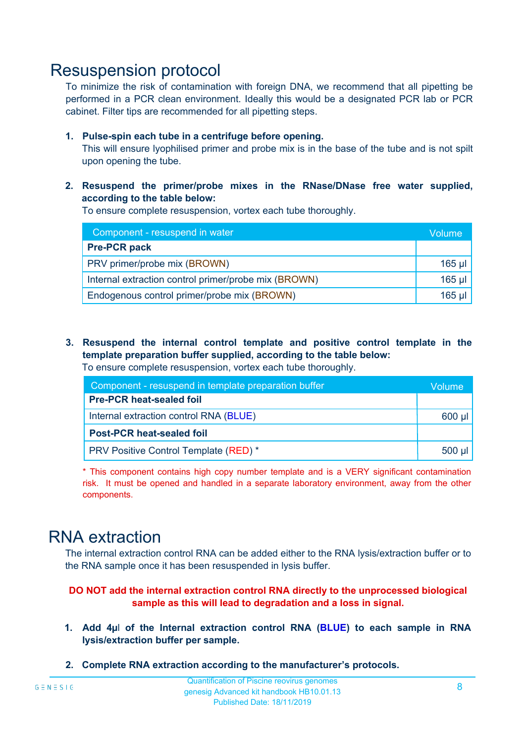# Resuspension protocol

To minimize the risk of contamination with foreign DNA, we recommend that all pipetting be performed in a PCR clean environment. Ideally this would be a designated PCR lab or PCR cabinet. Filter tips are recommended for all pipetting steps.

1. **Pulse-spin each tube in a centrifuge before opening.**
   This will ensure lyophilised primer and probe mix is in the base of the tube and is not spilt upon opening the tube.

2. **Resuspend the primer/probe mixes in the RNase/DNase free water supplied, according to the table below:**
   To ensure complete resuspension, vortex each tube thoroughly.

| Component - resuspend in water | Volume |
|---|---|
| **Pre-PCR pack** | |
| PRV primer/probe mix (BROWN) | 165 µl |
| Internal extraction control primer/probe mix (BROWN) | 165 µl |
| Endogenous control primer/probe mix (BROWN) | 165 µl |

3. **Resuspend the internal control template and positive control template in the template preparation buffer supplied, according to the table below:**
   To ensure complete resuspension, vortex each tube thoroughly.

| Component - resuspend in template preparation buffer | Volume |
|---|---|
| **Pre-PCR heat-sealed foil** | |
| Internal extraction control RNA (BLUE) | 600 µl |
| **Post-PCR heat-sealed foil** | |
| PRV Positive Control Template (RED) * | 500 µl |

* This component contains high copy number template and is a VERY significant contamination risk. It must be opened and handled in a separate laboratory environment, away from the other components.

# RNA extraction

The internal extraction control RNA can be added either to the RNA lysis/extraction buffer or to the RNA sample once it has been resuspended in lysis buffer.

**DO NOT add the internal extraction control RNA directly to the unprocessed biological sample as this will lead to degradation and a loss in signal.**

1. **Add 4µl of the Internal extraction control RNA (BLUE) to each sample in RNA lysis/extraction buffer per sample.**

2. **Complete RNA extraction according to the manufacturer's protocols.**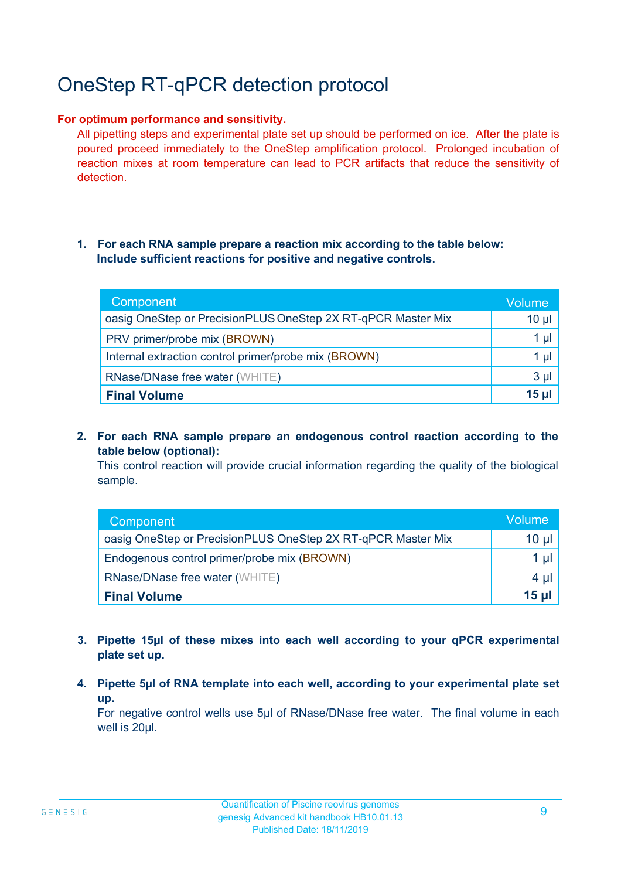# OneStep RT-qPCR detection protocol

**For optimum performance and sensitivity.**

All pipetting steps and experimental plate set up should be performed on ice. After the plate is poured proceed immediately to the OneStep amplification protocol. Prolonged incubation of reaction mixes at room temperature can lead to PCR artifacts that reduce the sensitivity of detection.

1. **For each RNA sample prepare a reaction mix according to the table below: Include sufficient reactions for positive and negative controls.**

| Component | Volume |
| --- | --- |
| oasig OneStep or PrecisionPLUS OneStep 2X RT-qPCR Master Mix | 10 µl |
| PRV primer/probe mix (BROWN) | 1 µl |
| Internal extraction control primer/probe mix (BROWN) | 1 µl |
| RNase/DNase free water (WHITE) | 3 µl |
| **Final Volume** | **15 µl** |

2. **For each RNA sample prepare an endogenous control reaction according to the table below (optional):**
   This control reaction will provide crucial information regarding the quality of the biological sample.

| Component | Volume |
| --- | --- |
| oasig OneStep or PrecisionPLUS OneStep 2X RT-qPCR Master Mix | 10 µl |
| Endogenous control primer/probe mix (BROWN) | 1 µl |
| RNase/DNase free water (WHITE) | 4 µl |
| **Final Volume** | **15 µl** |

3. **Pipette 15µl of these mixes into each well according to your qPCR experimental plate set up.**

4. **Pipette 5µl of RNA template into each well, according to your experimental plate set up.**
   For negative control wells use 5µl of RNase/DNase free water. The final volume in each well is 20µl.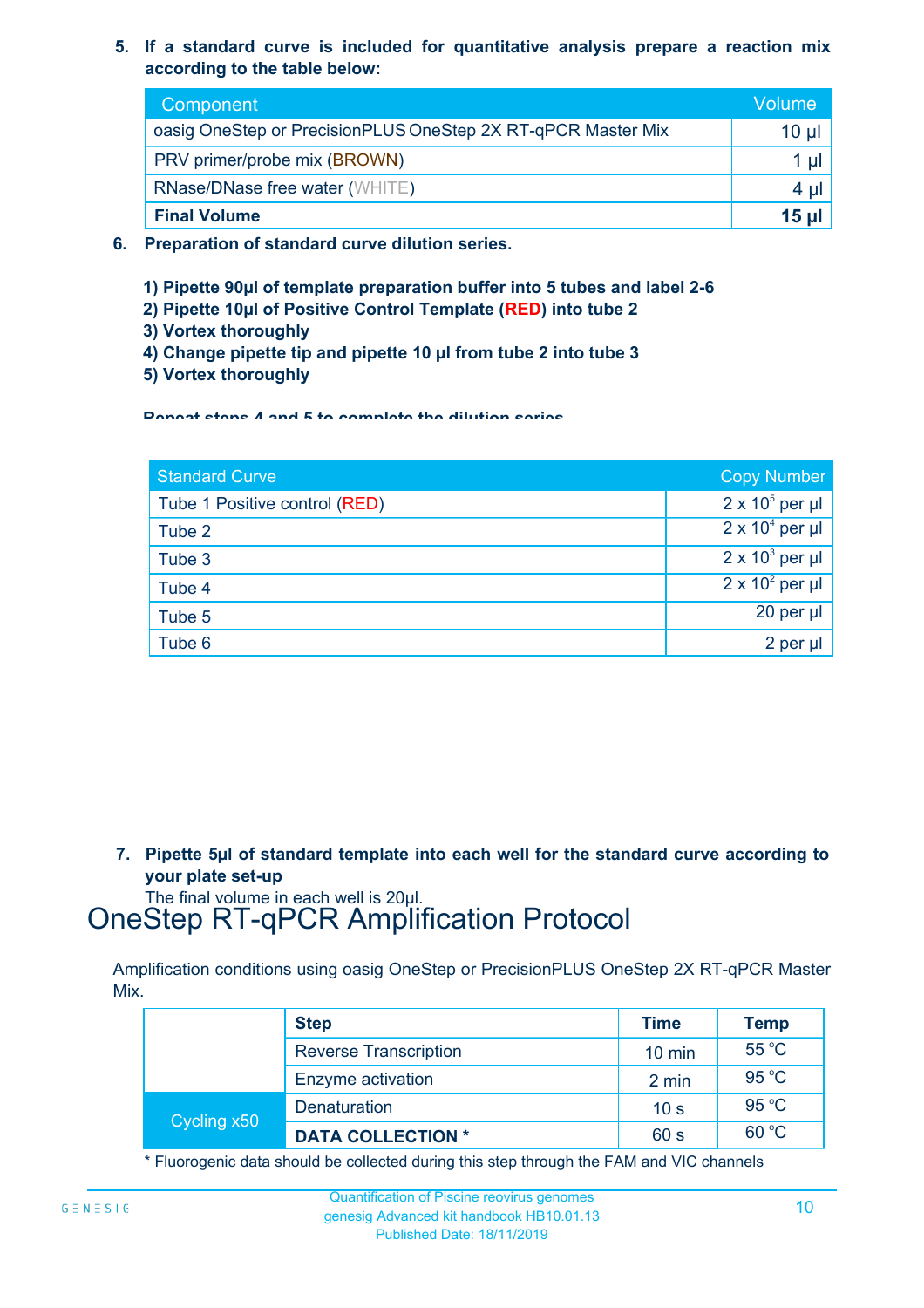5. **If a standard curve is included for quantitative analysis prepare a reaction mix according to the table below:**

| Component | Volume |
|---|---|
| oasig OneStep or PrecisionPLUS OneStep 2X RT-qPCR Master Mix | 10 µl |
| PRV primer/probe mix (BROWN) | 1 µl |
| RNase/DNase free water (WHITE) | 4 µl |
| **Final Volume** | **15 µl** |

6. **Preparation of standard curve dilution series.**

   **1) Pipette 90µl of template preparation buffer into 5 tubes and label 2-6**
   **2) Pipette 10µl of Positive Control Template (RED) into tube 2**
   **3) Vortex thoroughly**
   **4) Change pipette tip and pipette 10 µl from tube 2 into tube 3**
   **5) Vortex thoroughly**

   **Repeat steps 4 and 5 to complete the dilution series**

| Standard Curve | Copy Number |
|---|---|
| Tube 1 Positive control (RED) | $2 \times 10^5$ per µl |
| Tube 2 | $2 \times 10^4$ per µl |
| Tube 3 | $2 \times 10^3$ per µl |
| Tube 4 | $2 \times 10^2$ per µl |
| Tube 5 | 20 per µl |
| Tube 6 | 2 per µl |

7. **Pipette 5µl of standard template into each well for the standard curve according to your plate set-up**
   The final volume in each well is 20µl.

# OneStep RT-qPCR Amplification Protocol

Amplification conditions using oasig OneStep or PrecisionPLUS OneStep 2X RT-qPCR Master Mix.

| | Step | Time | Temp |
|---|---|---|---|
| | Reverse Transcription | 10 min | 55 °C |
| | Enzyme activation | 2 min | 95 °C |
| Cycling x50 | Denaturation | 10 s | 95 °C |
| | **DATA COLLECTION *** | 60 s | 60 °C |

* Fluorogenic data should be collected during this step through the FAM and VIC channels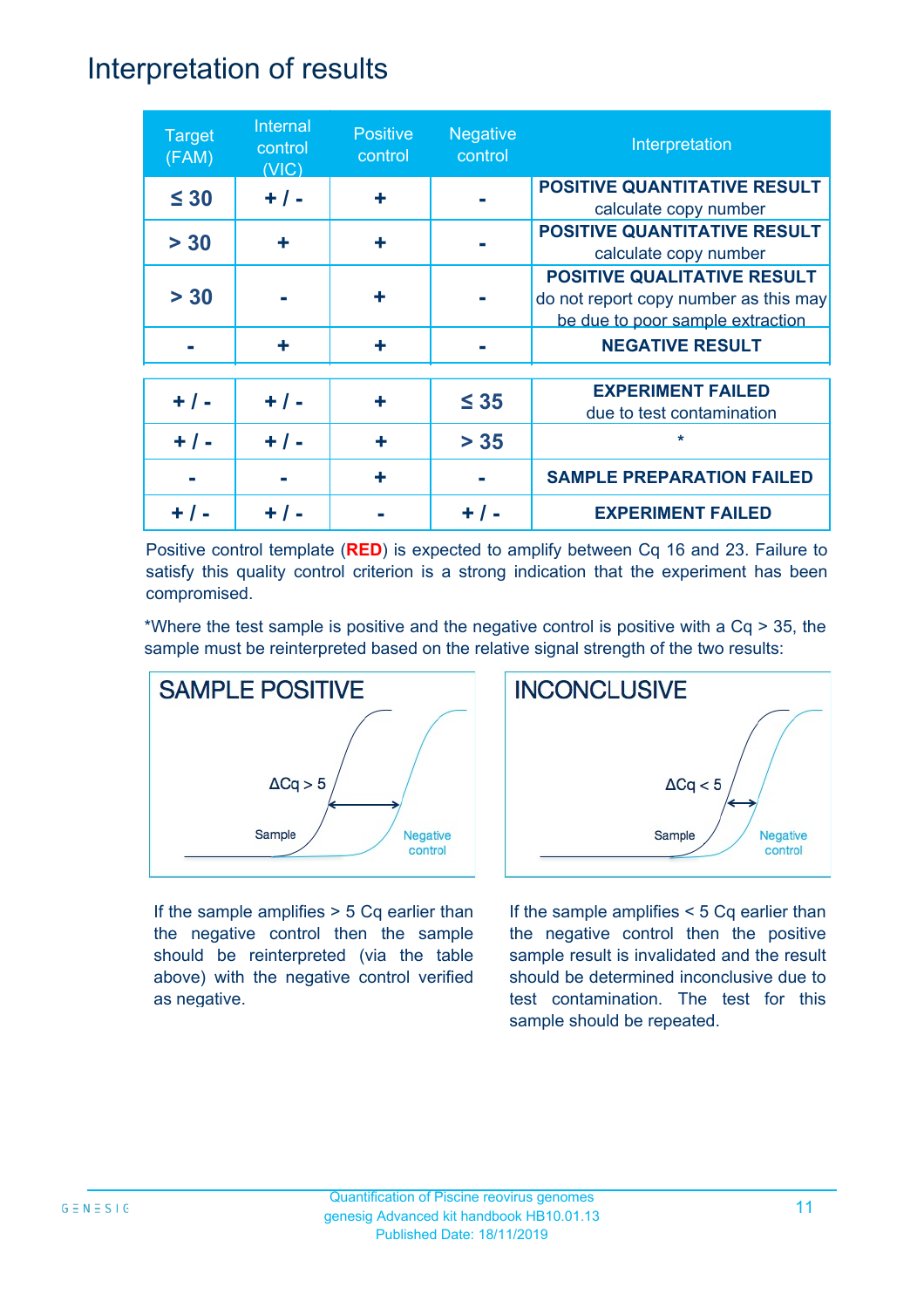# Interpretation of results

| Target (FAM) | Internal control (VIC) | Positive control | Negative control | Interpretation |
|---|---|---|---|---|
| ≤ 30 | + / - | + | - | **POSITIVE QUANTITATIVE RESULT** calculate copy number |
| > 30 | + | + | - | **POSITIVE QUANTITATIVE RESULT** calculate copy number |
| > 30 | - | + | - | **POSITIVE QUALITATIVE RESULT** do not report copy number as this may be due to poor sample extraction |
| - | + | + | - | **NEGATIVE RESULT** |
| + / - | + / - | + | ≤ 35 | **EXPERIMENT FAILED** due to test contamination |
| + / - | + / - | + | > 35 | * |
| - | - | + | - | **SAMPLE PREPARATION FAILED** |
| + / - | + / - | - | + / - | **EXPERIMENT FAILED** |

Positive control template (**RED**) is expected to amplify between Cq 16 and 23. Failure to satisfy this quality control criterion is a strong indication that the experiment has been compromised.

*Where the test sample is positive and the negative control is positive with a Cq > 35, the sample must be reinterpreted based on the relative signal strength of the two results:

**SAMPLE POSITIVE**

ΔCq > 5

If the sample amplifies > 5 Cq earlier than the negative control then the sample should be reinterpreted (via the table above) with the negative control verified as negative.

**INCONCLUSIVE**

ΔCq < 5

If the sample amplifies < 5 Cq earlier than the negative control then the positive sample result is invalidated and the result should be determined inconclusive due to test contamination. The test for this sample should be repeated.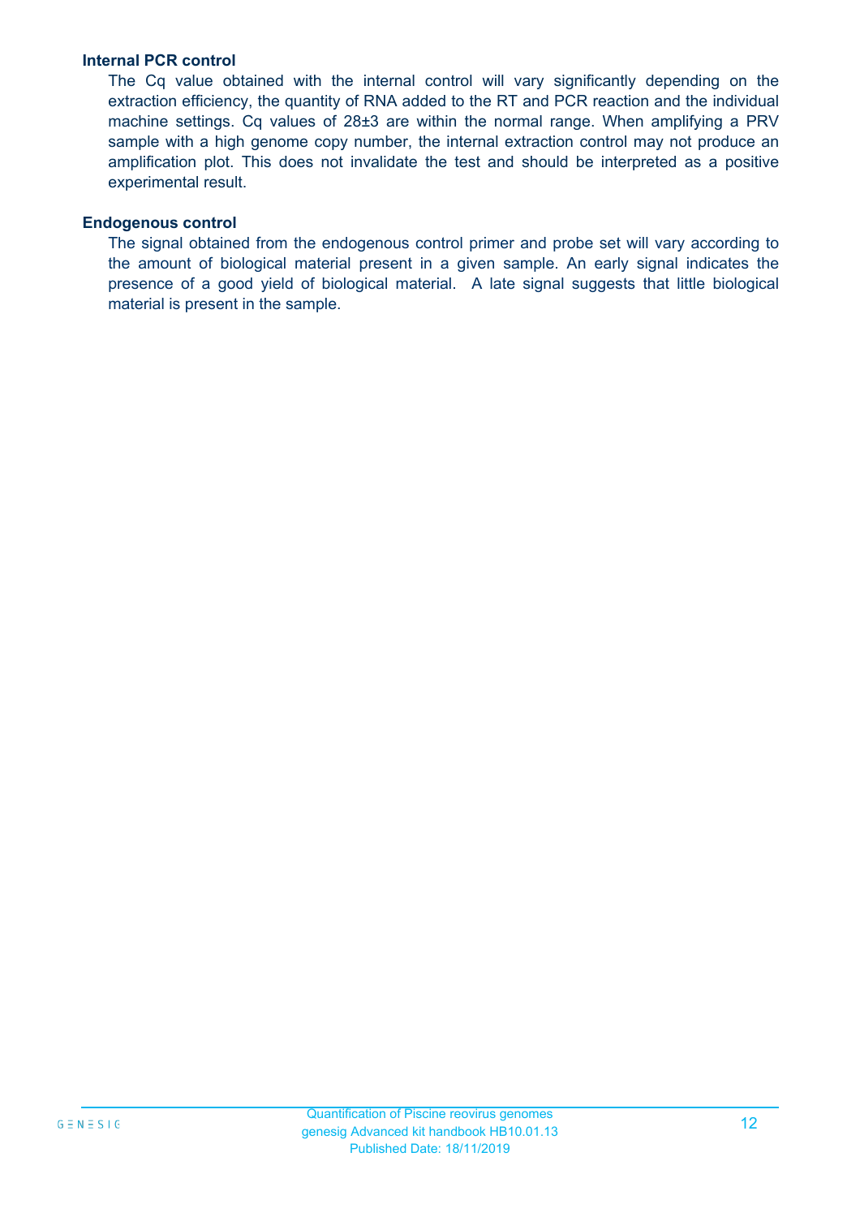**Internal PCR control**

The Cq value obtained with the internal control will vary significantly depending on the extraction efficiency, the quantity of RNA added to the RT and PCR reaction and the individual machine settings. Cq values of 28±3 are within the normal range. When amplifying a PRV sample with a high genome copy number, the internal extraction control may not produce an amplification plot. This does not invalidate the test and should be interpreted as a positive experimental result.

**Endogenous control**

The signal obtained from the endogenous control primer and probe set will vary according to the amount of biological material present in a given sample. An early signal indicates the presence of a good yield of biological material. A late signal suggests that little biological material is present in the sample.